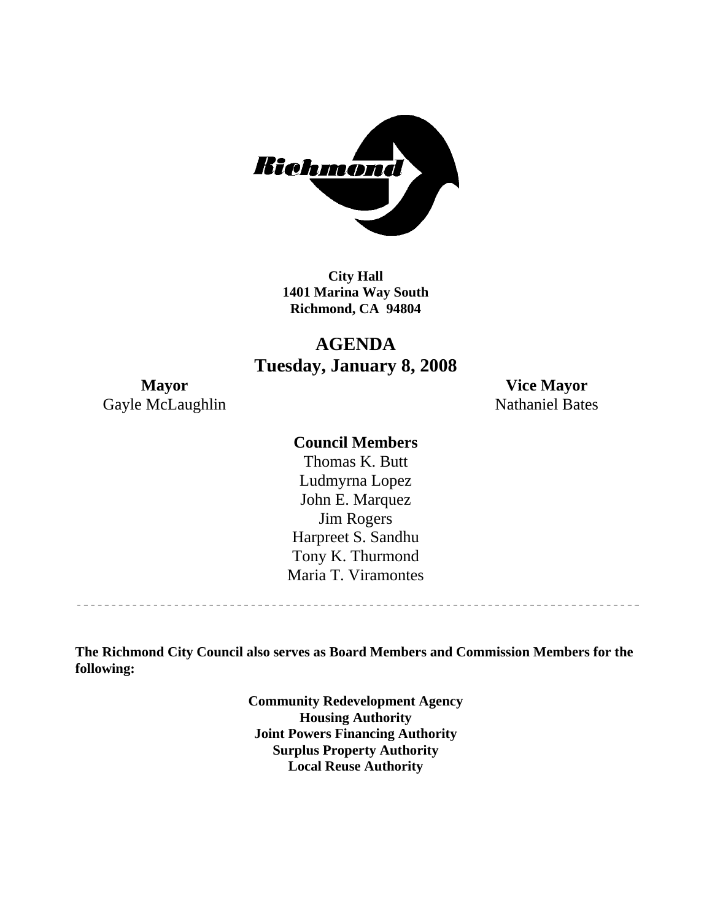Richmond

**City Hall**
**1401 Marina Way South**
**Richmond, CA 94804**

# AGENDA
## Tuesday, January 8, 2008

**Mayor**
Gayle McLaughlin

**Vice Mayor**
Nathaniel Bates

**Council Members**
Thomas K. Butt
Ludmyrna Lopez
John E. Marquez
Jim Rogers
Harpreet S. Sandhu
Tony K. Thurmond
Maria T. Viramontes

---

**The Richmond City Council also serves as Board Members and Commission Members for the following:**

**Community Redevelopment Agency**
**Housing Authority**
**Joint Powers Financing Authority**
**Surplus Property Authority**
**Local Reuse Authority**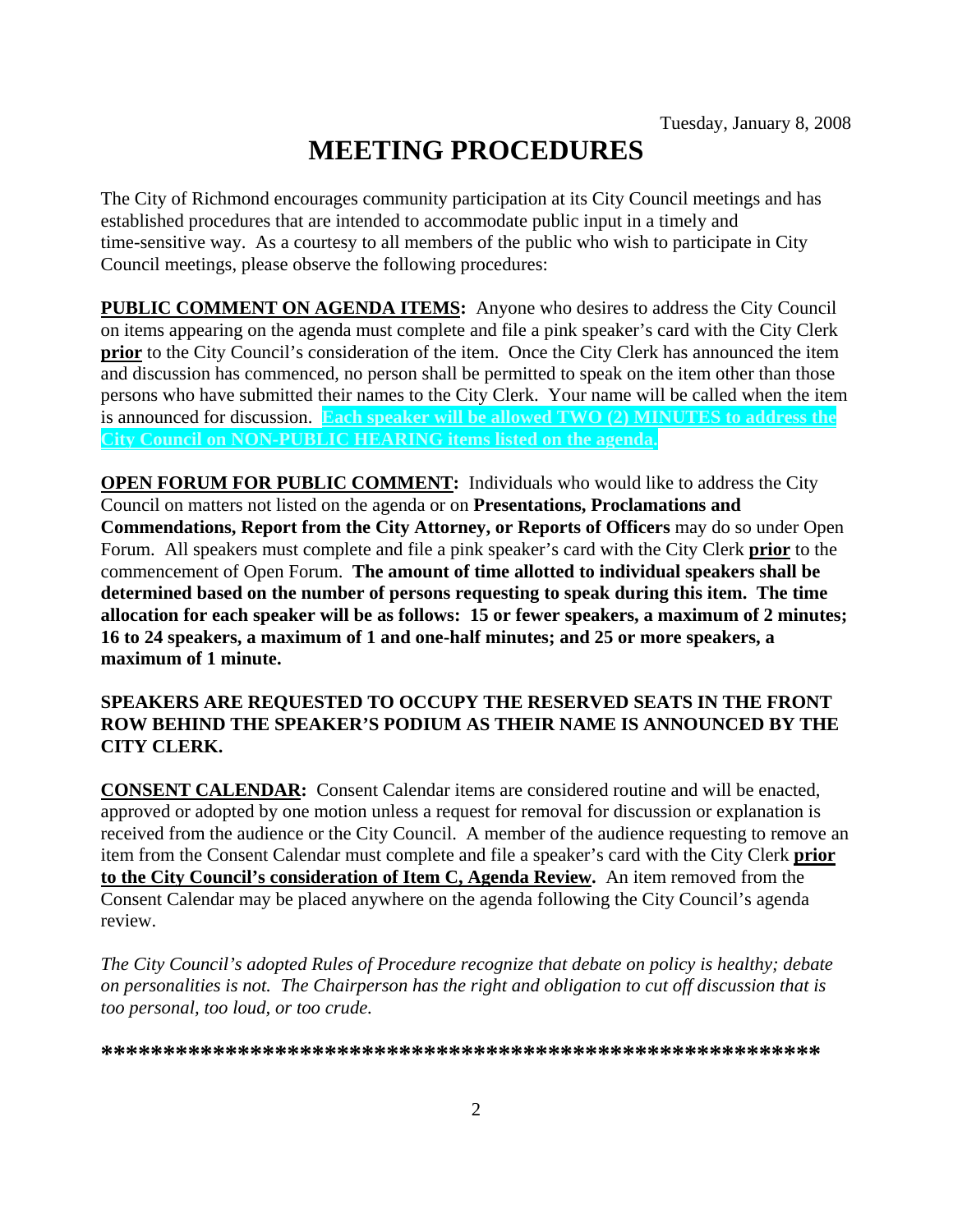Tuesday, January 8, 2008

# MEETING PROCEDURES

The City of Richmond encourages community participation at its City Council meetings and has established procedures that are intended to accommodate public input in a timely and time-sensitive way. As a courtesy to all members of the public who wish to participate in City Council meetings, please observe the following procedures:

**PUBLIC COMMENT ON AGENDA ITEMS:** Anyone who desires to address the City Council on items appearing on the agenda must complete and file a pink speaker's card with the City Clerk **prior** to the City Council's consideration of the item. Once the City Clerk has announced the item and discussion has commenced, no person shall be permitted to speak on the item other than those persons who have submitted their names to the City Clerk. Your name will be called when the item is announced for discussion. **Each speaker will be allowed TWO (2) MINUTES to address the City Council on NON-PUBLIC HEARING items listed on the agenda.**

**OPEN FORUM FOR PUBLIC COMMENT:** Individuals who would like to address the City Council on matters not listed on the agenda or on **Presentations, Proclamations and Commendations, Report from the City Attorney, or Reports of Officers** may do so under Open Forum. All speakers must complete and file a pink speaker's card with the City Clerk **prior** to the commencement of Open Forum. **The amount of time allotted to individual speakers shall be determined based on the number of persons requesting to speak during this item. The time allocation for each speaker will be as follows: 15 or fewer speakers, a maximum of 2 minutes; 16 to 24 speakers, a maximum of 1 and one-half minutes; and 25 or more speakers, a maximum of 1 minute.**

**SPEAKERS ARE REQUESTED TO OCCUPY THE RESERVED SEATS IN THE FRONT ROW BEHIND THE SPEAKER'S PODIUM AS THEIR NAME IS ANNOUNCED BY THE CITY CLERK.**

**CONSENT CALENDAR:** Consent Calendar items are considered routine and will be enacted, approved or adopted by one motion unless a request for removal for discussion or explanation is received from the audience or the City Council. A member of the audience requesting to remove an item from the Consent Calendar must complete and file a speaker's card with the City Clerk **prior to the City Council's consideration of Item C, Agenda Review.** An item removed from the Consent Calendar may be placed anywhere on the agenda following the City Council's agenda review.

*The City Council's adopted Rules of Procedure recognize that debate on policy is healthy; debate on personalities is not. The Chairperson has the right and obligation to cut off discussion that is too personal, too loud, or too crude.*

*********************************************************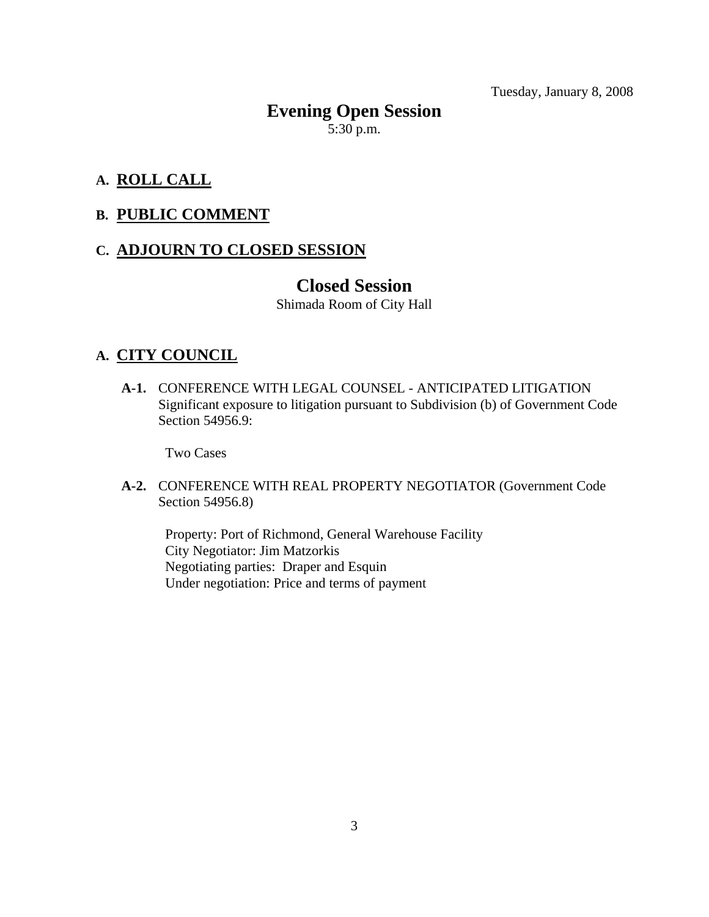Tuesday, January 8, 2008

# Evening Open Session

5:30 p.m.

## A. <u>ROLL CALL</u>

## B. <u>PUBLIC COMMENT</u>

## C. <u>ADJOURN TO CLOSED SESSION</u>

# Closed Session

Shimada Room of City Hall

## A. <u>CITY COUNCIL</u>

**A-1.** CONFERENCE WITH LEGAL COUNSEL - ANTICIPATED LITIGATION Significant exposure to litigation pursuant to Subdivision (b) of Government Code Section 54956.9:

Two Cases

**A-2.** CONFERENCE WITH REAL PROPERTY NEGOTIATOR (Government Code Section 54956.8)

Property: Port of Richmond, General Warehouse Facility
City Negotiator: Jim Matzorkis
Negotiating parties: Draper and Esquin
Under negotiation: Price and terms of payment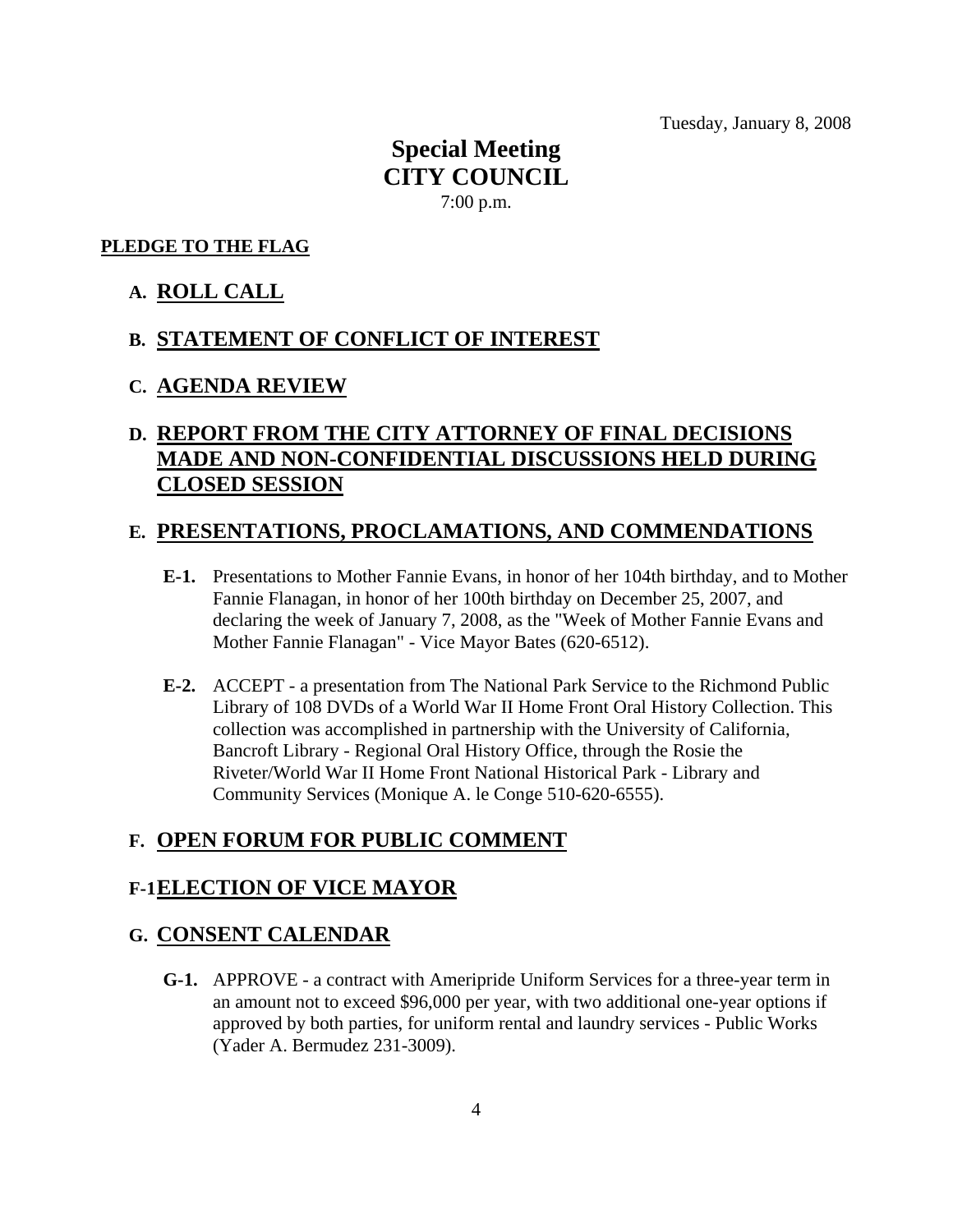Tuesday, January 8, 2008

# Special Meeting
# CITY COUNCIL

7:00 p.m.

**PLEDGE TO THE FLAG**

## A. ROLL CALL

## B. STATEMENT OF CONFLICT OF INTEREST

## C. AGENDA REVIEW

## D. REPORT FROM THE CITY ATTORNEY OF FINAL DECISIONS MADE AND NON-CONFIDENTIAL DISCUSSIONS HELD DURING CLOSED SESSION

## E. PRESENTATIONS, PROCLAMATIONS, AND COMMENDATIONS

**E-1.** Presentations to Mother Fannie Evans, in honor of her 104th birthday, and to Mother Fannie Flanagan, in honor of her 100th birthday on December 25, 2007, and declaring the week of January 7, 2008, as the "Week of Mother Fannie Evans and Mother Fannie Flanagan" - Vice Mayor Bates (620-6512).

**E-2.** ACCEPT - a presentation from The National Park Service to the Richmond Public Library of 108 DVDs of a World War II Home Front Oral History Collection. This collection was accomplished in partnership with the University of California, Bancroft Library - Regional Oral History Office, through the Rosie the Riveter/World War II Home Front National Historical Park - Library and Community Services (Monique A. le Conge 510-620-6555).

## F. OPEN FORUM FOR PUBLIC COMMENT

## F-1 ELECTION OF VICE MAYOR

## G. CONSENT CALENDAR

**G-1.** APPROVE - a contract with Ameripride Uniform Services for a three-year term in an amount not to exceed $96,000 per year, with two additional one-year options if approved by both parties, for uniform rental and laundry services - Public Works (Yader A. Bermudez 231-3009).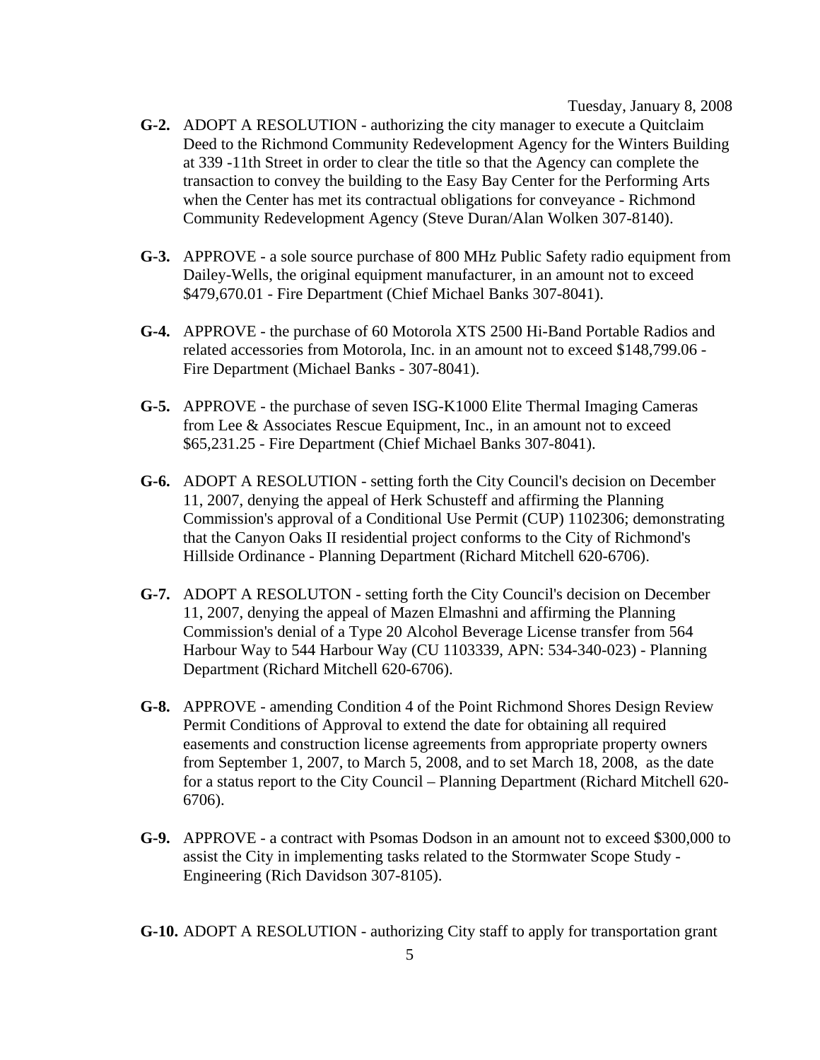Tuesday, January 8, 2008

**G-2.** ADOPT A RESOLUTION - authorizing the city manager to execute a Quitclaim Deed to the Richmond Community Redevelopment Agency for the Winters Building at 339 -11th Street in order to clear the title so that the Agency can complete the transaction to convey the building to the Easy Bay Center for the Performing Arts when the Center has met its contractual obligations for conveyance - Richmond Community Redevelopment Agency (Steve Duran/Alan Wolken 307-8140).

**G-3.** APPROVE - a sole source purchase of 800 MHz Public Safety radio equipment from Dailey-Wells, the original equipment manufacturer, in an amount not to exceed $479,670.01 - Fire Department (Chief Michael Banks 307-8041).

**G-4.** APPROVE - the purchase of 60 Motorola XTS 2500 Hi-Band Portable Radios and related accessories from Motorola, Inc. in an amount not to exceed $148,799.06 - Fire Department (Michael Banks - 307-8041).

**G-5.** APPROVE - the purchase of seven ISG-K1000 Elite Thermal Imaging Cameras from Lee & Associates Rescue Equipment, Inc., in an amount not to exceed $65,231.25 - Fire Department (Chief Michael Banks 307-8041).

**G-6.** ADOPT A RESOLUTION - setting forth the City Council's decision on December 11, 2007, denying the appeal of Herk Schusteff and affirming the Planning Commission's approval of a Conditional Use Permit (CUP) 1102306; demonstrating that the Canyon Oaks II residential project conforms to the City of Richmond's Hillside Ordinance - Planning Department (Richard Mitchell 620-6706).

**G-7.** ADOPT A RESOLUTON - setting forth the City Council's decision on December 11, 2007, denying the appeal of Mazen Elmashni and affirming the Planning Commission's denial of a Type 20 Alcohol Beverage License transfer from 564 Harbour Way to 544 Harbour Way (CU 1103339, APN: 534-340-023) - Planning Department (Richard Mitchell 620-6706).

**G-8.** APPROVE - amending Condition 4 of the Point Richmond Shores Design Review Permit Conditions of Approval to extend the date for obtaining all required easements and construction license agreements from appropriate property owners from September 1, 2007, to March 5, 2008, and to set March 18, 2008, as the date for a status report to the City Council – Planning Department (Richard Mitchell 620-6706).

**G-9.** APPROVE - a contract with Psomas Dodson in an amount not to exceed $300,000 to assist the City in implementing tasks related to the Stormwater Scope Study - Engineering (Rich Davidson 307-8105).

**G-10.** ADOPT A RESOLUTION - authorizing City staff to apply for transportation grant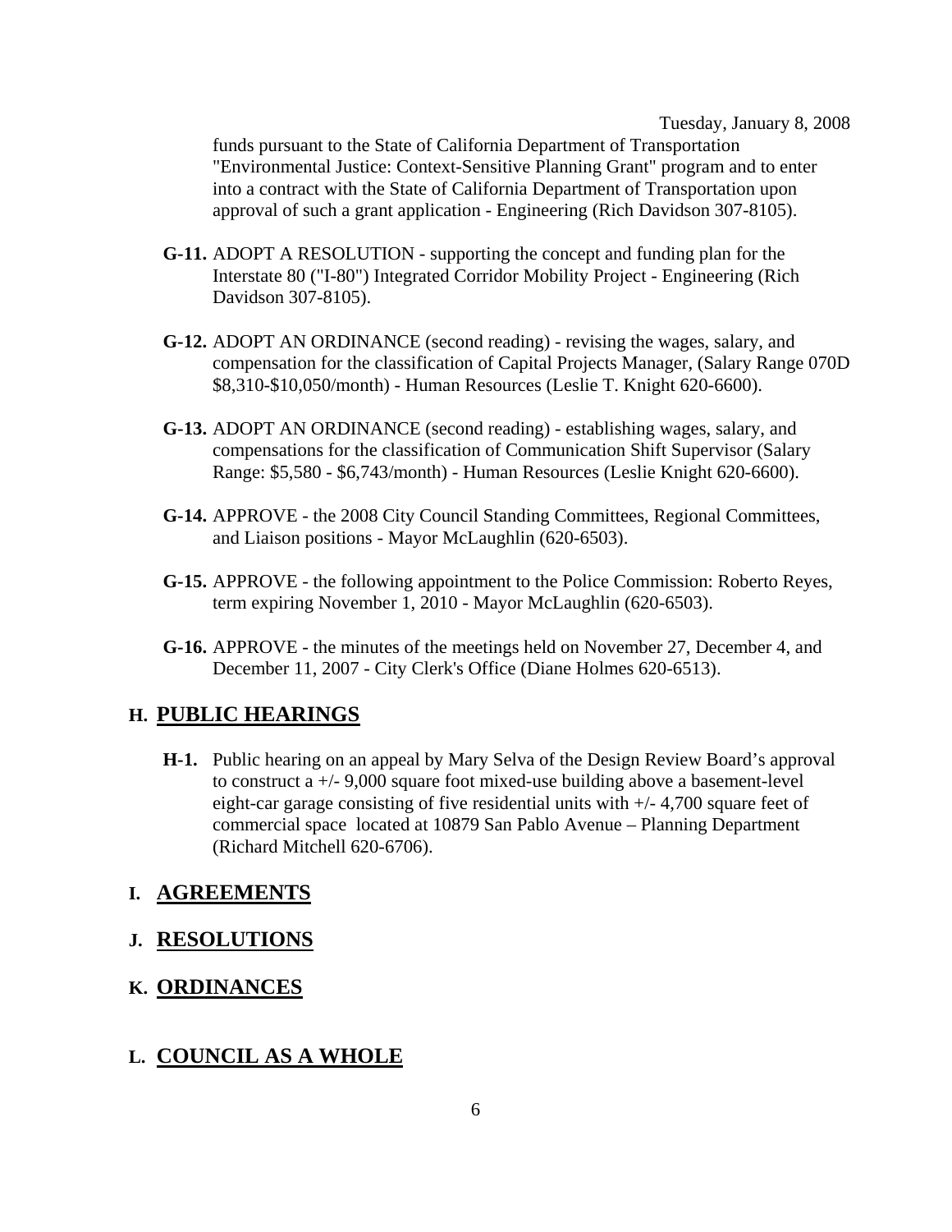funds pursuant to the State of California Department of Transportation "Environmental Justice: Context-Sensitive Planning Grant" program and to enter into a contract with the State of California Department of Transportation upon approval of such a grant application - Engineering (Rich Davidson 307-8105).

**G-11.** ADOPT A RESOLUTION - supporting the concept and funding plan for the Interstate 80 ("I-80") Integrated Corridor Mobility Project - Engineering (Rich Davidson 307-8105).

**G-12.** ADOPT AN ORDINANCE (second reading) - revising the wages, salary, and compensation for the classification of Capital Projects Manager, (Salary Range 070D \$8,310-\$10,050/month) - Human Resources (Leslie T. Knight 620-6600).

**G-13.** ADOPT AN ORDINANCE (second reading) - establishing wages, salary, and compensations for the classification of Communication Shift Supervisor (Salary Range: \$5,580 - \$6,743/month) - Human Resources (Leslie Knight 620-6600).

**G-14.** APPROVE - the 2008 City Council Standing Committees, Regional Committees, and Liaison positions - Mayor McLaughlin (620-6503).

**G-15.** APPROVE - the following appointment to the Police Commission: Roberto Reyes, term expiring November 1, 2010 - Mayor McLaughlin (620-6503).

**G-16.** APPROVE - the minutes of the meetings held on November 27, December 4, and December 11, 2007 - City Clerk's Office (Diane Holmes 620-6513).

## H. PUBLIC HEARINGS

**H-1.** Public hearing on an appeal by Mary Selva of the Design Review Board's approval to construct a +/- 9,000 square foot mixed-use building above a basement-level eight-car garage consisting of five residential units with +/- 4,700 square feet of commercial space located at 10879 San Pablo Avenue – Planning Department (Richard Mitchell 620-6706).

## I. AGREEMENTS

## J. RESOLUTIONS

## K. ORDINANCES

## L. COUNCIL AS A WHOLE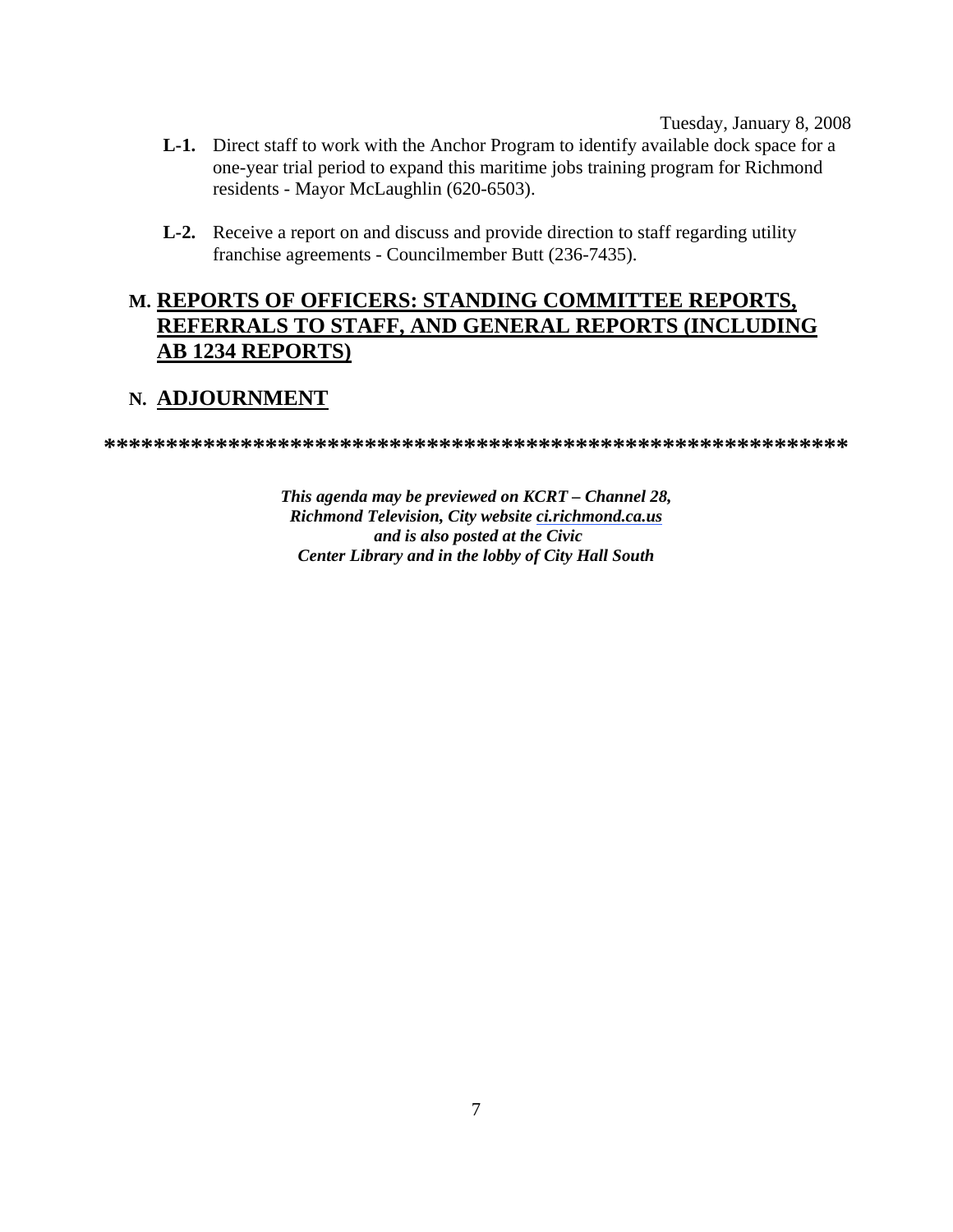Tuesday, January 8, 2008

**L-1.** Direct staff to work with the Anchor Program to identify available dock space for a one-year trial period to expand this maritime jobs training program for Richmond residents - Mayor McLaughlin (620-6503).

**L-2.** Receive a report on and discuss and provide direction to staff regarding utility franchise agreements - Councilmember Butt (236-7435).

## M. REPORTS OF OFFICERS: STANDING COMMITTEE REPORTS, REFERRALS TO STAFF, AND GENERAL REPORTS (INCLUDING AB 1234 REPORTS)

## N. ADJOURNMENT

**************************************************************

***This agenda may be previewed on KCRT – Channel 28, Richmond Television, City website ci.richmond.ca.us and is also posted at the Civic Center Library and in the lobby of City Hall South***